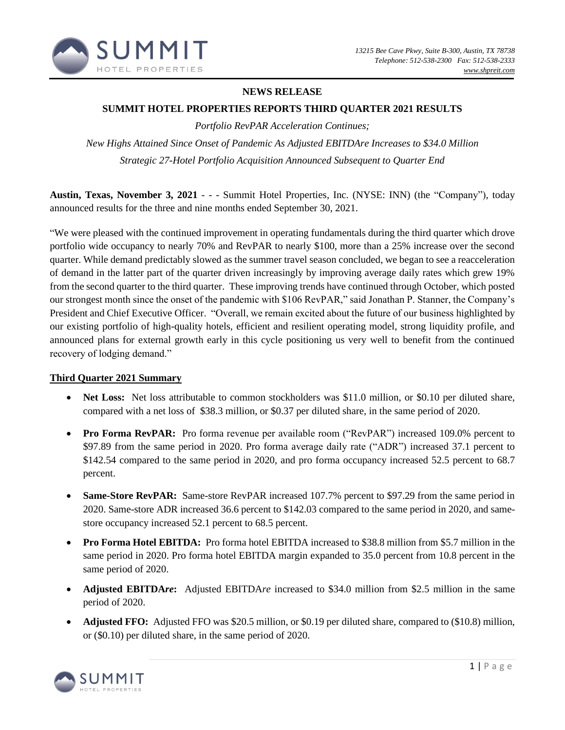13215 Bee Cave Pkwy, Suite B-300, Austin, TX 78738
Telephone: 512-538-2300 Fax: 512-538-2333
www.shpreit.com

**NEWS RELEASE**

# SUMMIT HOTEL PROPERTIES REPORTS THIRD QUARTER 2021 RESULTS

*Portfolio RevPAR Acceleration Continues;*

*New Highs Attained Since Onset of Pandemic As Adjusted EBITDAre Increases to $34.0 Million*

*Strategic 27-Hotel Portfolio Acquisition Announced Subsequent to Quarter End*

**Austin, Texas, November 3, 2021** - - - Summit Hotel Properties, Inc. (NYSE: INN) (the "Company"), today announced results for the three and nine months ended September 30, 2021.

"We were pleased with the continued improvement in operating fundamentals during the third quarter which drove portfolio wide occupancy to nearly 70% and RevPAR to nearly $100, more than a 25% increase over the second quarter. While demand predictably slowed as the summer travel season concluded, we began to see a reacceleration of demand in the latter part of the quarter driven increasingly by improving average daily rates which grew 19% from the second quarter to the third quarter. These improving trends have continued through October, which posted our strongest month since the onset of the pandemic with $106 RevPAR," said Jonathan P. Stanner, the Company's President and Chief Executive Officer. "Overall, we remain excited about the future of our business highlighted by our existing portfolio of high-quality hotels, efficient and resilient operating model, strong liquidity profile, and announced plans for external growth early in this cycle positioning us very well to benefit from the continued recovery of lodging demand."

## Third Quarter 2021 Summary

- **Net Loss:** Net loss attributable to common stockholders was $11.0 million, or $0.10 per diluted share, compared with a net loss of $38.3 million, or $0.37 per diluted share, in the same period of 2020.
- **Pro Forma RevPAR:** Pro forma revenue per available room ("RevPAR") increased 109.0% percent to $97.89 from the same period in 2020. Pro forma average daily rate ("ADR") increased 37.1 percent to $142.54 compared to the same period in 2020, and pro forma occupancy increased 52.5 percent to 68.7 percent.
- **Same-Store RevPAR:** Same-store RevPAR increased 107.7% percent to $97.29 from the same period in 2020. Same-store ADR increased 36.6 percent to $142.03 compared to the same period in 2020, and same-store occupancy increased 52.1 percent to 68.5 percent.
- **Pro Forma Hotel EBITDA:** Pro forma hotel EBITDA increased to $38.8 million from $5.7 million in the same period in 2020. Pro forma hotel EBITDA margin expanded to 35.0 percent from 10.8 percent in the same period of 2020.
- **Adjusted EBITDA*re*:** Adjusted EBITDA*re* increased to $34.0 million from $2.5 million in the same period of 2020.
- **Adjusted FFO:** Adjusted FFO was $20.5 million, or $0.19 per diluted share, compared to ($10.8) million, or ($0.10) per diluted share, in the same period of 2020.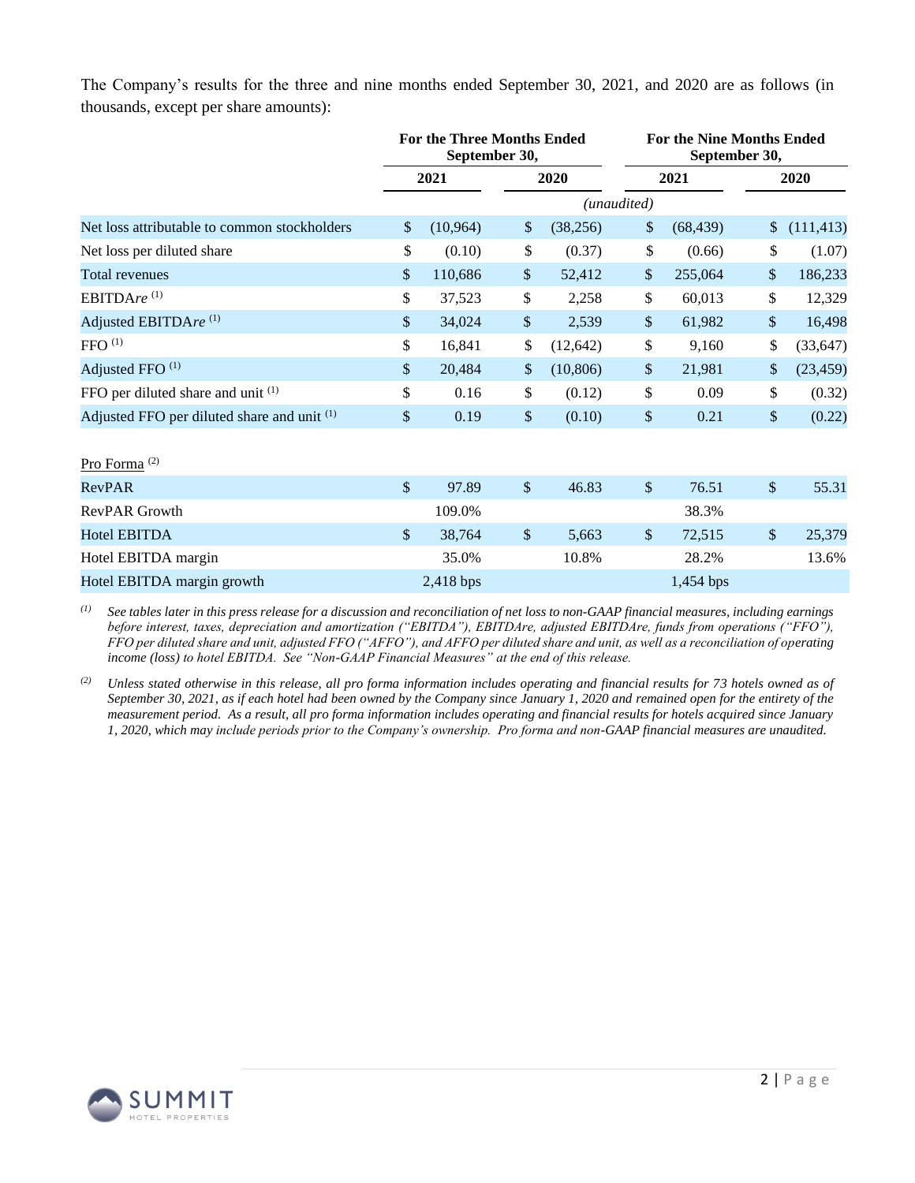The Company's results for the three and nine months ended September 30, 2021, and 2020 are as follows (in thousands, except per share amounts):

| | For the Three Months Ended September 30, | | For the Nine Months Ended September 30, | |
|---|---|---|---|---|
| | 2021 | 2020 | 2021 | 2020 |
| | | *(unaudited)* | | |
| Net loss attributable to common stockholders | $ (10,964) | $ (38,256) | $ (68,439) | $ (111,413) |
| Net loss per diluted share | $ (0.10) | $ (0.37) | $ (0.66) | $ (1.07) |
| Total revenues | $ 110,686 | $ 52,412 | $ 255,064 | $ 186,233 |
| EBITDA*re* [1] | $ 37,523 | $ 2,258 | $ 60,013 | $ 12,329 |
| Adjusted EBITDA*re* [1] | $ 34,024 | $ 2,539 | $ 61,982 | $ 16,498 |
| FFO [1] | $ 16,841 | $ (12,642) | $ 9,160 | $ (33,647) |
| Adjusted FFO [1] | $ 20,484 | $ (10,806) | $ 21,981 | $ (23,459) |
| FFO per diluted share and unit [1] | $ 0.16 | $ (0.12) | $ 0.09 | $ (0.32) |
| Adjusted FFO per diluted share and unit [1] | $ 0.19 | $ (0.10) | $ 0.21 | $ (0.22) |
| | | | | |
| Pro Forma [2] | | | | |
| RevPAR | $ 97.89 | $ 46.83 | $ 76.51 | $ 55.31 |
| RevPAR Growth | 109.0% | | 38.3% | |
| Hotel EBITDA | $ 38,764 | $ 5,663 | $ 72,515 | $ 25,379 |
| Hotel EBITDA margin | 35.0% | 10.8% | 28.2% | 13.6% |
| Hotel EBITDA margin growth | 2,418 bps | | 1,454 bps | |

*(1) See tables later in this press release for a discussion and reconciliation of net loss to non-GAAP financial measures, including earnings before interest, taxes, depreciation and amortization ("EBITDA"), EBITDAre, adjusted EBITDAre, funds from operations ("FFO"), FFO per diluted share and unit, adjusted FFO ("AFFO"), and AFFO per diluted share and unit, as well as a reconciliation of operating income (loss) to hotel EBITDA. See "Non-GAAP Financial Measures" at the end of this release.*

*(2) Unless stated otherwise in this release, all pro forma information includes operating and financial results for 73 hotels owned as of September 30, 2021, as if each hotel had been owned by the Company since January 1, 2020 and remained open for the entirety of the measurement period. As a result, all pro forma information includes operating and financial results for hotels acquired since January 1, 2020, which may include periods prior to the Company's ownership. Pro forma and non-GAAP financial measures are unaudited.*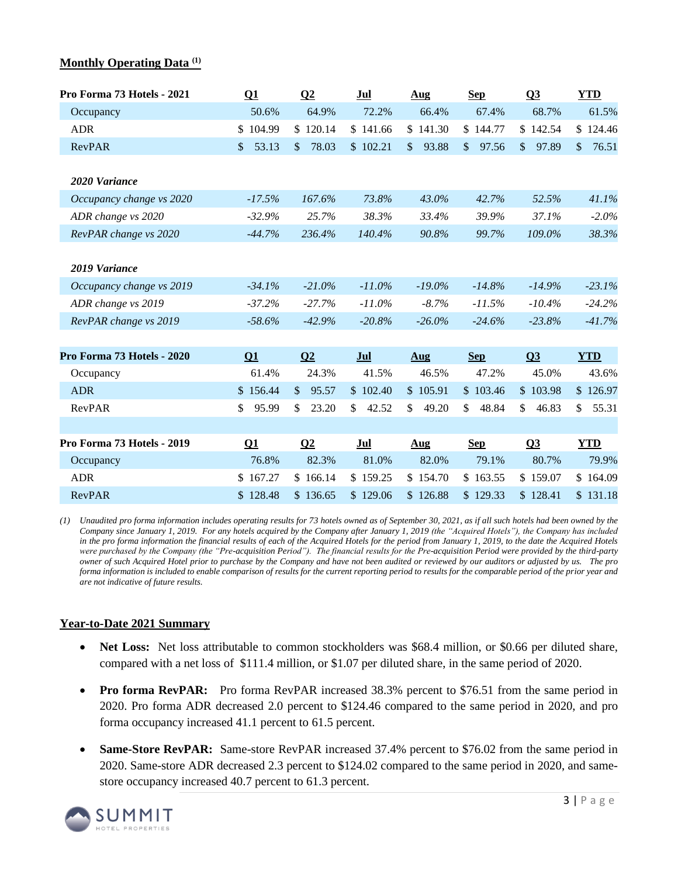## Monthly Operating Data [(1)]

| Pro Forma 73 Hotels - 2021 | Q1 | Q2 | Jul | Aug | Sep | Q3 | YTD |
|---|---|---|---|---|---|---|---|
| Occupancy | 50.6% | 64.9% | 72.2% | 66.4% | 67.4% | 68.7% | 61.5% |
| ADR | $ 104.99 | $ 120.14 | $ 141.66 | $ 141.30 | $ 144.77 | $ 142.54 | $ 124.46 |
| RevPAR | $ 53.13 | $ 78.03 | $ 102.21 | $ 93.88 | $ 97.56 | $ 97.89 | $ 76.51 |
| | | | | | | | |
| *2020 Variance* | | | | | | | |
| *Occupancy change vs 2020* | *-17.5%* | *167.6%* | *73.8%* | *43.0%* | *42.7%* | *52.5%* | *41.1%* |
| *ADR change vs 2020* | *-32.9%* | *25.7%* | *38.3%* | *33.4%* | *39.9%* | *37.1%* | *-2.0%* |
| *RevPAR change vs 2020* | *-44.7%* | *236.4%* | *140.4%* | *90.8%* | *99.7%* | *109.0%* | *38.3%* |
| | | | | | | | |
| *2019 Variance* | | | | | | | |
| *Occupancy change vs 2019* | *-34.1%* | *-21.0%* | *-11.0%* | *-19.0%* | *-14.8%* | *-14.9%* | *-23.1%* |
| *ADR change vs 2019* | *-37.2%* | *-27.7%* | *-11.0%* | *-8.7%* | *-11.5%* | *-10.4%* | *-24.2%* |
| *RevPAR change vs 2019* | *-58.6%* | *-42.9%* | *-20.8%* | *-26.0%* | *-24.6%* | *-23.8%* | *-41.7%* |

| Pro Forma 73 Hotels - 2020 | Q1 | Q2 | Jul | Aug | Sep | Q3 | YTD |
|---|---|---|---|---|---|---|---|
| Occupancy | 61.4% | 24.3% | 41.5% | 46.5% | 47.2% | 45.0% | 43.6% |
| ADR | $ 156.44 | $ 95.57 | $ 102.40 | $ 105.91 | $ 103.46 | $ 103.98 | $ 126.97 |
| RevPAR | $ 95.99 | $ 23.20 | $ 42.52 | $ 49.20 | $ 48.84 | $ 46.83 | $ 55.31 |

| Pro Forma 73 Hotels - 2019 | Q1 | Q2 | Jul | Aug | Sep | Q3 | YTD |
|---|---|---|---|---|---|---|---|
| Occupancy | 76.8% | 82.3% | 81.0% | 82.0% | 79.1% | 80.7% | 79.9% |
| ADR | $ 167.27 | $ 166.14 | $ 159.25 | $ 154.70 | $ 163.55 | $ 159.07 | $ 164.09 |
| RevPAR | $ 128.48 | $ 136.65 | $ 129.06 | $ 126.88 | $ 129.33 | $ 128.41 | $ 131.18 |

*(1) Unaudited pro forma information includes operating results for 73 hotels owned as of September 30, 2021, as if all such hotels had been owned by the Company since January 1, 2019. For any hotels acquired by the Company after January 1, 2019 (the "Acquired Hotels"), the Company has included in the pro forma information the financial results of each of the Acquired Hotels for the period from January 1, 2019, to the date the Acquired Hotels were purchased by the Company (the "Pre-acquisition Period"). The financial results for the Pre-acquisition Period were provided by the third-party owner of such Acquired Hotel prior to purchase by the Company and have not been audited or reviewed by our auditors or adjusted by us. The pro forma information is included to enable comparison of results for the current reporting period to results for the comparable period of the prior year and are not indicative of future results.*

## Year-to-Date 2021 Summary

- **Net Loss:** Net loss attributable to common stockholders was $68.4 million, or $0.66 per diluted share, compared with a net loss of $111.4 million, or $1.07 per diluted share, in the same period of 2020.
- **Pro forma RevPAR:** Pro forma RevPAR increased 38.3% percent to $76.51 from the same period in 2020. Pro forma ADR decreased 2.0 percent to $124.46 compared to the same period in 2020, and pro forma occupancy increased 41.1 percent to 61.5 percent.
- **Same-Store RevPAR:** Same-store RevPAR increased 37.4% percent to $76.02 from the same period in 2020. Same-store ADR decreased 2.3 percent to $124.02 compared to the same period in 2020, and same-store occupancy increased 40.7 percent to 61.3 percent.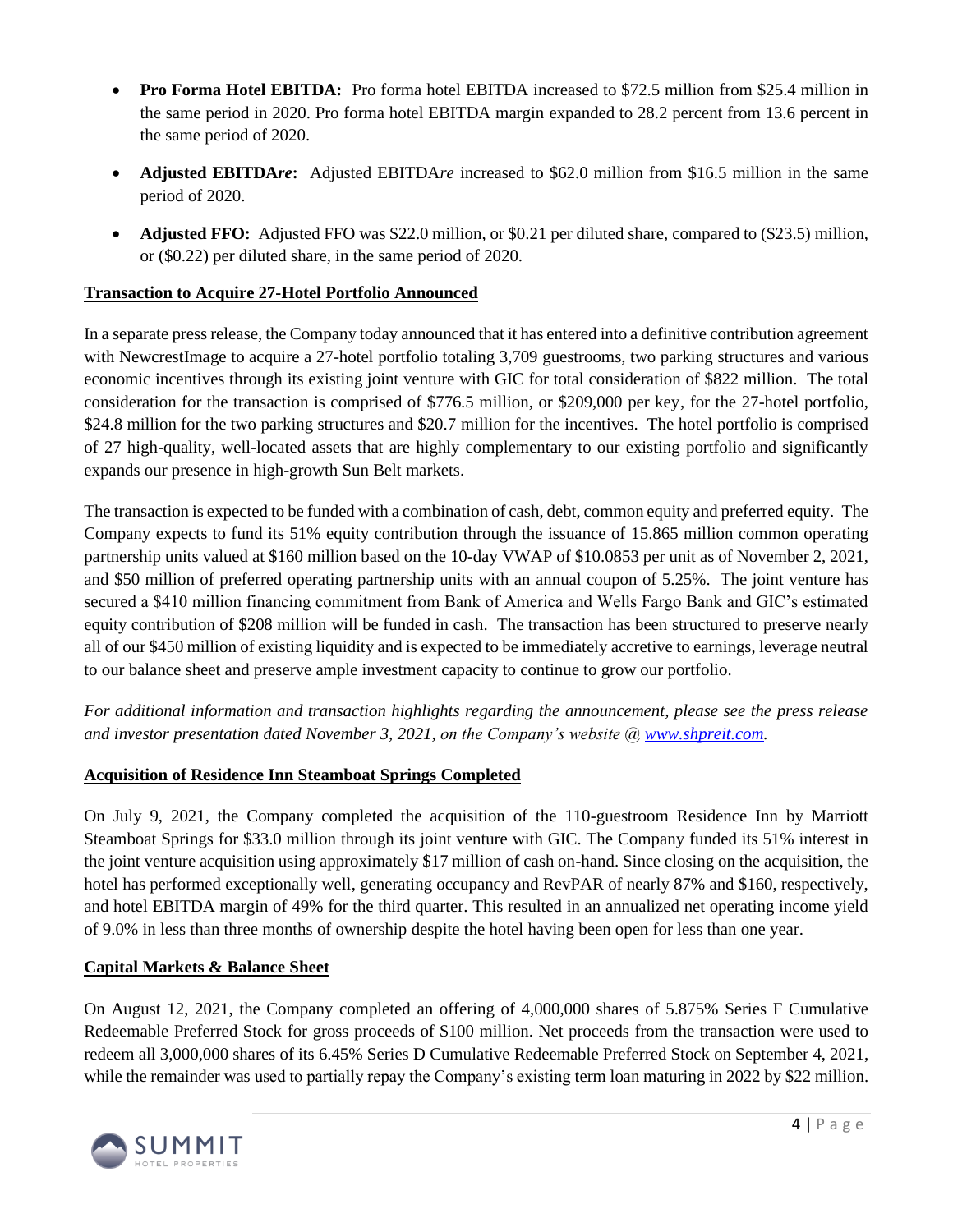- **Pro Forma Hotel EBITDA:** Pro forma hotel EBITDA increased to $72.5 million from $25.4 million in the same period in 2020. Pro forma hotel EBITDA margin expanded to 28.2 percent from 13.6 percent in the same period of 2020.

- **Adjusted EBITDA*re*:** Adjusted EBITDA*re* increased to $62.0 million from $16.5 million in the same period of 2020.

- **Adjusted FFO:** Adjusted FFO was $22.0 million, or $0.21 per diluted share, compared to ($23.5) million, or ($0.22) per diluted share, in the same period of 2020.

## Transaction to Acquire 27-Hotel Portfolio Announced

In a separate press release, the Company today announced that it has entered into a definitive contribution agreement with NewcrestImage to acquire a 27-hotel portfolio totaling 3,709 guestrooms, two parking structures and various economic incentives through its existing joint venture with GIC for total consideration of $822 million. The total consideration for the transaction is comprised of $776.5 million, or $209,000 per key, for the 27-hotel portfolio, $24.8 million for the two parking structures and $20.7 million for the incentives. The hotel portfolio is comprised of 27 high-quality, well-located assets that are highly complementary to our existing portfolio and significantly expands our presence in high-growth Sun Belt markets.

The transaction is expected to be funded with a combination of cash, debt, common equity and preferred equity. The Company expects to fund its 51% equity contribution through the issuance of 15.865 million common operating partnership units valued at $160 million based on the 10-day VWAP of $10.0853 per unit as of November 2, 2021, and $50 million of preferred operating partnership units with an annual coupon of 5.25%. The joint venture has secured a $410 million financing commitment from Bank of America and Wells Fargo Bank and GIC's estimated equity contribution of $208 million will be funded in cash. The transaction has been structured to preserve nearly all of our $450 million of existing liquidity and is expected to be immediately accretive to earnings, leverage neutral to our balance sheet and preserve ample investment capacity to continue to grow our portfolio.

*For additional information and transaction highlights regarding the announcement, please see the press release and investor presentation dated November 3, 2021, on the Company's website @ [www.shpreit.com](www.shpreit.com).*

## Acquisition of Residence Inn Steamboat Springs Completed

On July 9, 2021, the Company completed the acquisition of the 110-guestroom Residence Inn by Marriott Steamboat Springs for $33.0 million through its joint venture with GIC. The Company funded its 51% interest in the joint venture acquisition using approximately $17 million of cash on-hand. Since closing on the acquisition, the hotel has performed exceptionally well, generating occupancy and RevPAR of nearly 87% and $160, respectively, and hotel EBITDA margin of 49% for the third quarter. This resulted in an annualized net operating income yield of 9.0% in less than three months of ownership despite the hotel having been open for less than one year.

## Capital Markets & Balance Sheet

On August 12, 2021, the Company completed an offering of 4,000,000 shares of 5.875% Series F Cumulative Redeemable Preferred Stock for gross proceeds of $100 million. Net proceeds from the transaction were used to redeem all 3,000,000 shares of its 6.45% Series D Cumulative Redeemable Preferred Stock on September 4, 2021, while the remainder was used to partially repay the Company's existing term loan maturing in 2022 by $22 million.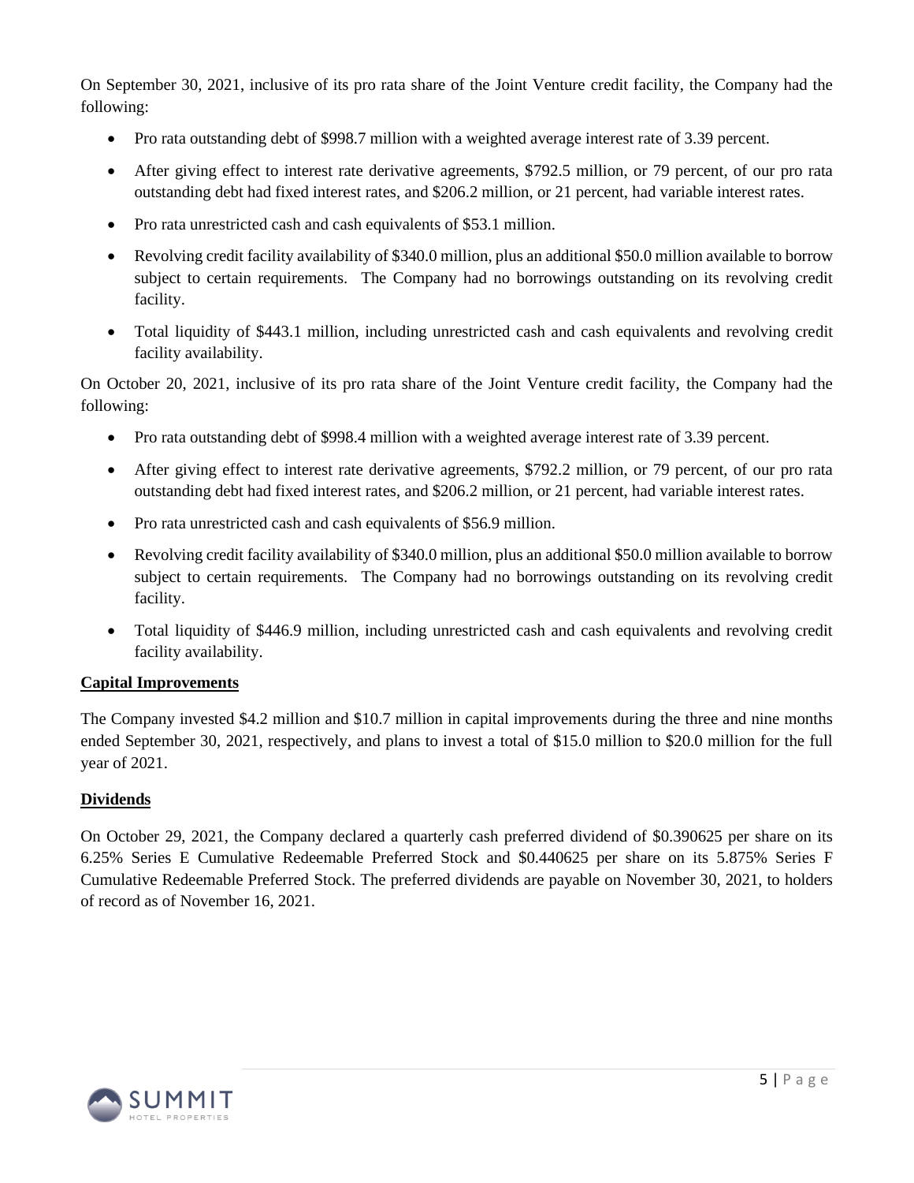On September 30, 2021, inclusive of its pro rata share of the Joint Venture credit facility, the Company had the following:

- Pro rata outstanding debt of $998.7 million with a weighted average interest rate of 3.39 percent.
- After giving effect to interest rate derivative agreements, $792.5 million, or 79 percent, of our pro rata outstanding debt had fixed interest rates, and $206.2 million, or 21 percent, had variable interest rates.
- Pro rata unrestricted cash and cash equivalents of $53.1 million.
- Revolving credit facility availability of $340.0 million, plus an additional $50.0 million available to borrow subject to certain requirements. The Company had no borrowings outstanding on its revolving credit facility.
- Total liquidity of $443.1 million, including unrestricted cash and cash equivalents and revolving credit facility availability.

On October 20, 2021, inclusive of its pro rata share of the Joint Venture credit facility, the Company had the following:

- Pro rata outstanding debt of $998.4 million with a weighted average interest rate of 3.39 percent.
- After giving effect to interest rate derivative agreements, $792.2 million, or 79 percent, of our pro rata outstanding debt had fixed interest rates, and $206.2 million, or 21 percent, had variable interest rates.
- Pro rata unrestricted cash and cash equivalents of $56.9 million.
- Revolving credit facility availability of $340.0 million, plus an additional $50.0 million available to borrow subject to certain requirements. The Company had no borrowings outstanding on its revolving credit facility.
- Total liquidity of $446.9 million, including unrestricted cash and cash equivalents and revolving credit facility availability.

## Capital Improvements

The Company invested $4.2 million and $10.7 million in capital improvements during the three and nine months ended September 30, 2021, respectively, and plans to invest a total of $15.0 million to $20.0 million for the full year of 2021.

## Dividends

On October 29, 2021, the Company declared a quarterly cash preferred dividend of $0.390625 per share on its 6.25% Series E Cumulative Redeemable Preferred Stock and $0.440625 per share on its 5.875% Series F Cumulative Redeemable Preferred Stock. The preferred dividends are payable on November 30, 2021, to holders of record as of November 16, 2021.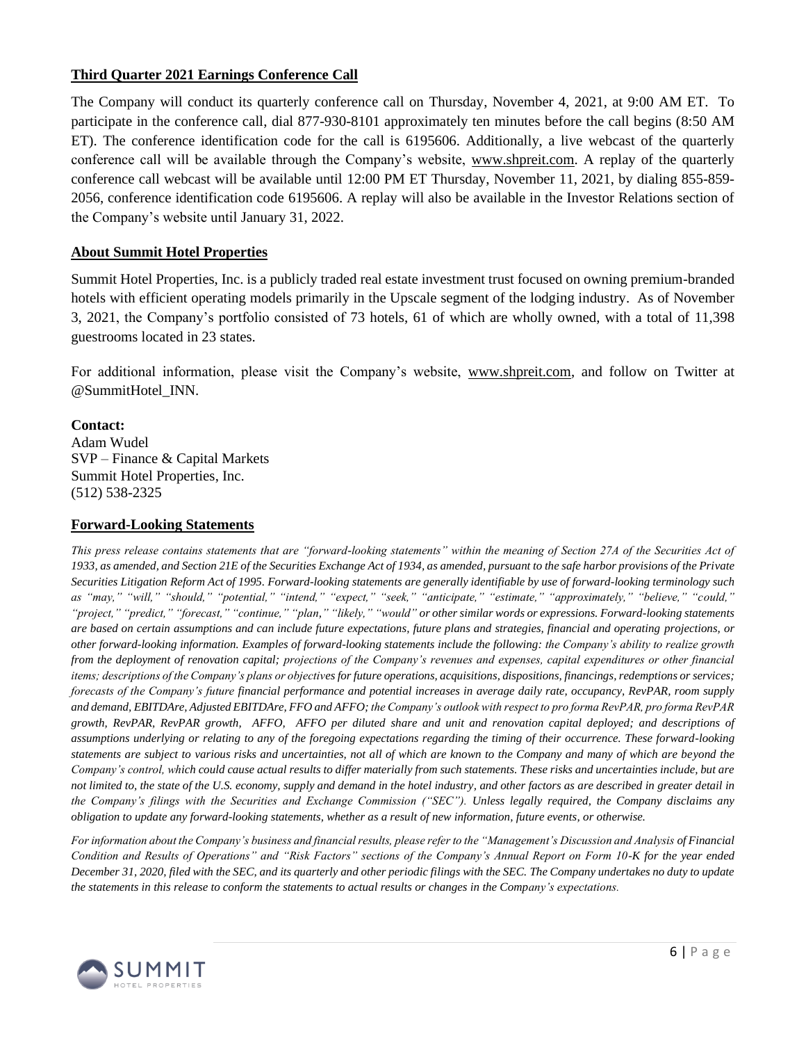## Third Quarter 2021 Earnings Conference Call

The Company will conduct its quarterly conference call on Thursday, November 4, 2021, at 9:00 AM ET. To participate in the conference call, dial 877-930-8101 approximately ten minutes before the call begins (8:50 AM ET). The conference identification code for the call is 6195606. Additionally, a live webcast of the quarterly conference call will be available through the Company's website, www.shpreit.com. A replay of the quarterly conference call webcast will be available until 12:00 PM ET Thursday, November 11, 2021, by dialing 855-859-2056, conference identification code 6195606. A replay will also be available in the Investor Relations section of the Company's website until January 31, 2022.

## About Summit Hotel Properties

Summit Hotel Properties, Inc. is a publicly traded real estate investment trust focused on owning premium-branded hotels with efficient operating models primarily in the Upscale segment of the lodging industry. As of November 3, 2021, the Company's portfolio consisted of 73 hotels, 61 of which are wholly owned, with a total of 11,398 guestrooms located in 23 states.

For additional information, please visit the Company's website, www.shpreit.com, and follow on Twitter at @SummitHotel_INN.

**Contact:**
Adam Wudel
SVP – Finance & Capital Markets
Summit Hotel Properties, Inc.
(512) 538-2325

## Forward-Looking Statements

*This press release contains statements that are "forward-looking statements" within the meaning of Section 27A of the Securities Act of 1933, as amended, and Section 21E of the Securities Exchange Act of 1934, as amended, pursuant to the safe harbor provisions of the Private Securities Litigation Reform Act of 1995. Forward-looking statements are generally identifiable by use of forward-looking terminology such as "may," "will," "should," "potential," "intend," "expect," "seek," "anticipate," "estimate," "approximately," "believe," "could," "project," "predict," "forecast," "continue," "plan," "likely," "would" or other similar words or expressions. Forward-looking statements are based on certain assumptions and can include future expectations, future plans and strategies, financial and operating projections, or other forward-looking information. Examples of forward-looking statements include the following: the Company's ability to realize growth from the deployment of renovation capital; projections of the Company's revenues and expenses, capital expenditures or other financial items; descriptions of the Company's plans or objectives for future operations, acquisitions, dispositions, financings, redemptions or services; forecasts of the Company's future financial performance and potential increases in average daily rate, occupancy, RevPAR, room supply and demand, EBITDAre, Adjusted EBITDAre, FFO and AFFO; the Company's outlook with respect to pro forma RevPAR, pro forma RevPAR growth, RevPAR, RevPAR growth, AFFO, AFFO per diluted share and unit and renovation capital deployed; and descriptions of assumptions underlying or relating to any of the foregoing expectations regarding the timing of their occurrence. These forward-looking statements are subject to various risks and uncertainties, not all of which are known to the Company and many of which are beyond the Company's control, which could cause actual results to differ materially from such statements. These risks and uncertainties include, but are not limited to, the state of the U.S. economy, supply and demand in the hotel industry, and other factors as are described in greater detail in the Company's filings with the Securities and Exchange Commission ("SEC"). Unless legally required, the Company disclaims any obligation to update any forward-looking statements, whether as a result of new information, future events, or otherwise.*

*For information about the Company's business and financial results, please refer to the "Management's Discussion and Analysis of Financial Condition and Results of Operations" and "Risk Factors" sections of the Company's Annual Report on Form 10-K for the year ended December 31, 2020, filed with the SEC, and its quarterly and other periodic filings with the SEC. The Company undertakes no duty to update the statements in this release to conform the statements to actual results or changes in the Company's expectations.*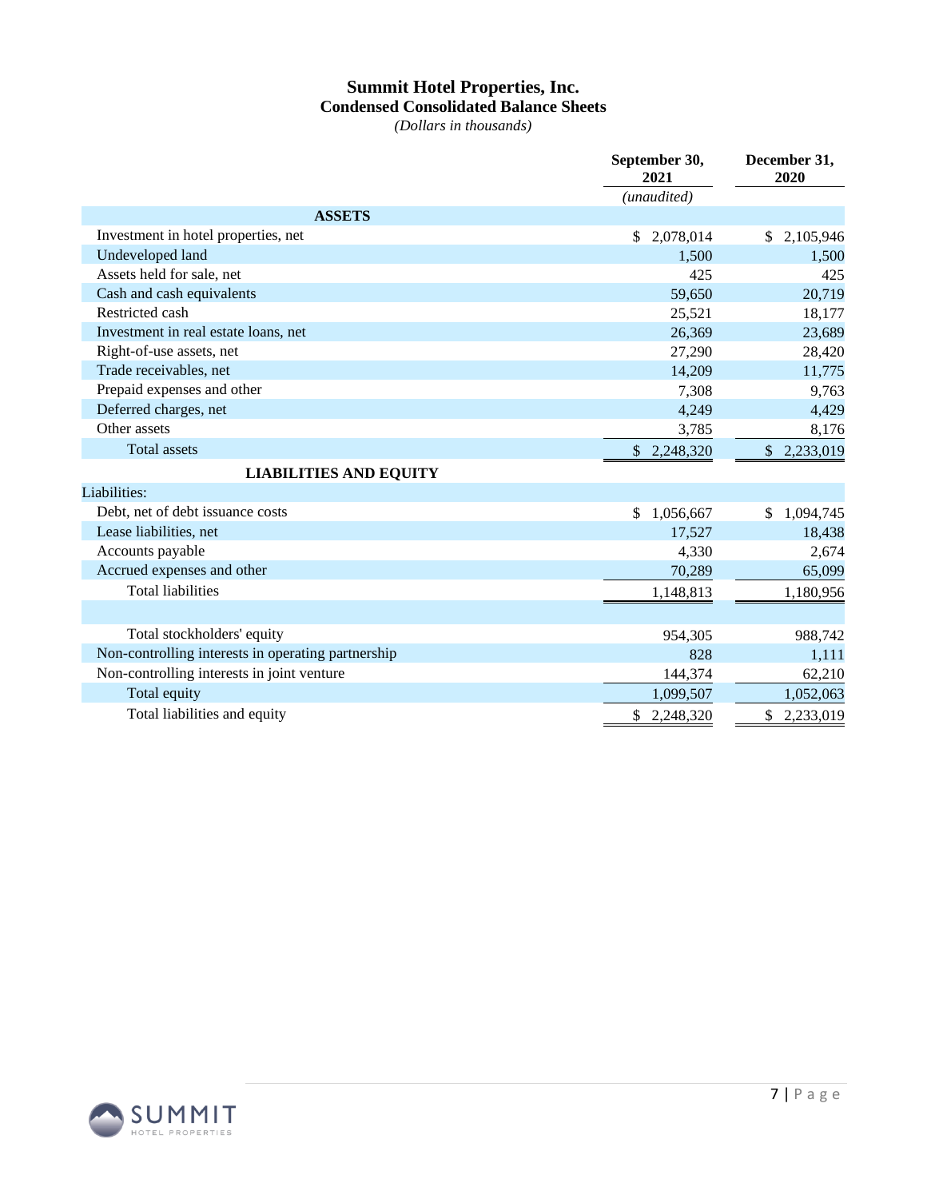# Summit Hotel Properties, Inc.
## Condensed Consolidated Balance Sheets
*(Dollars in thousands)*

| | September 30, 2021 | December 31, 2020 |
|---|---|---|
| | *(unaudited)* | |
| **ASSETS** | | |
| Investment in hotel properties, net | $ 2,078,014 | $ 2,105,946 |
| Undeveloped land | 1,500 | 1,500 |
| Assets held for sale, net | 425 | 425 |
| Cash and cash equivalents | 59,650 | 20,719 |
| Restricted cash | 25,521 | 18,177 |
| Investment in real estate loans, net | 26,369 | 23,689 |
| Right-of-use assets, net | 27,290 | 28,420 |
| Trade receivables, net | 14,209 | 11,775 |
| Prepaid expenses and other | 7,308 | 9,763 |
| Deferred charges, net | 4,249 | 4,429 |
| Other assets | 3,785 | 8,176 |
| Total assets | $ 2,248,320 | $ 2,233,019 |
| **LIABILITIES AND EQUITY** | | |
| Liabilities: | | |
| Debt, net of debt issuance costs | $ 1,056,667 | $ 1,094,745 |
| Lease liabilities, net | 17,527 | 18,438 |
| Accounts payable | 4,330 | 2,674 |
| Accrued expenses and other | 70,289 | 65,099 |
| Total liabilities | 1,148,813 | 1,180,956 |
| | | |
| Total stockholders' equity | 954,305 | 988,742 |
| Non-controlling interests in operating partnership | 828 | 1,111 |
| Non-controlling interests in joint venture | 144,374 | 62,210 |
| Total equity | 1,099,507 | 1,052,063 |
| Total liabilities and equity | $ 2,248,320 | $ 2,233,019 |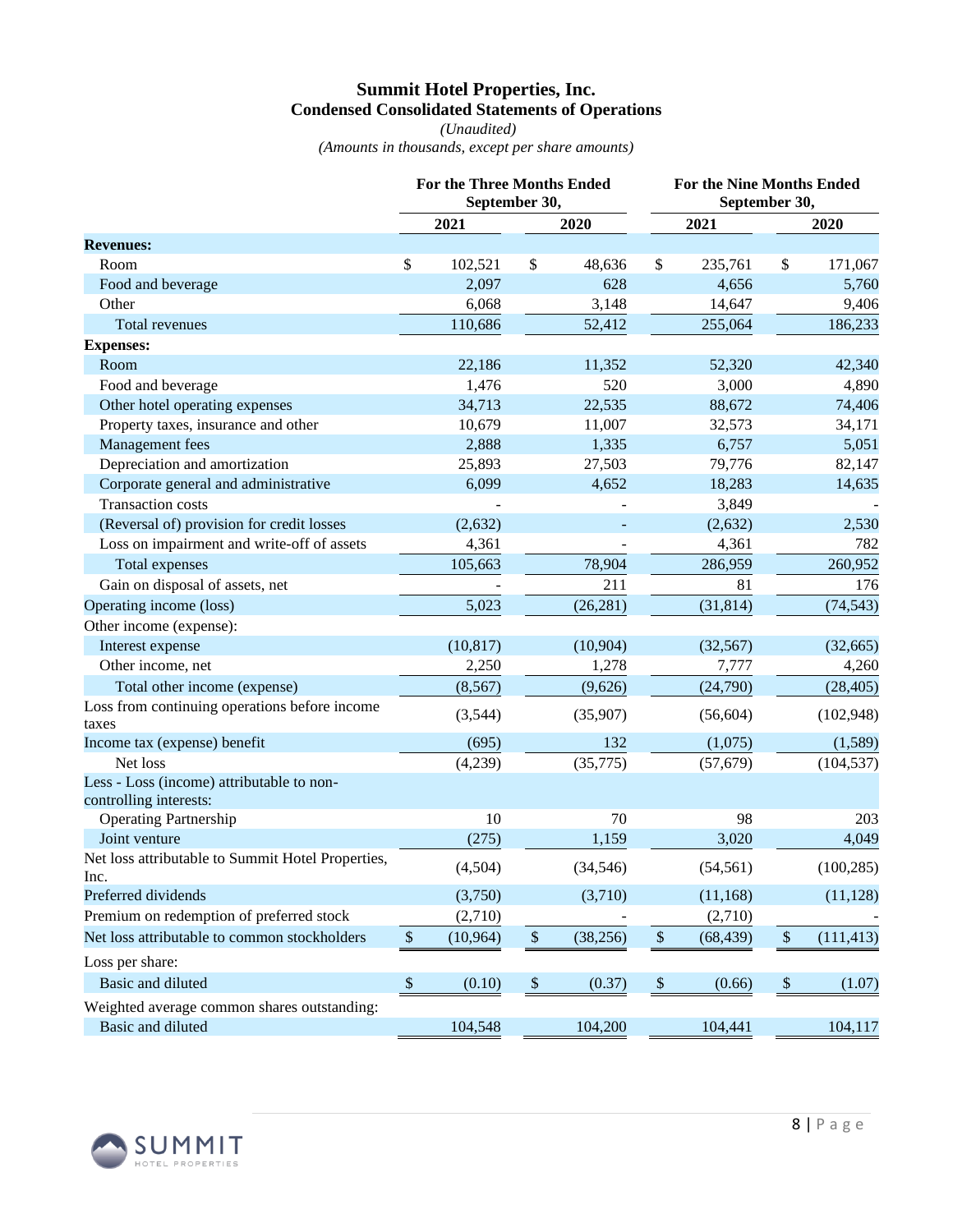# Summit Hotel Properties, Inc.

## Condensed Consolidated Statements of Operations

*(Unaudited)*

*(Amounts in thousands, except per share amounts)*

| | For the Three Months Ended September 30, | | For the Nine Months Ended September 30, | |
|---|---|---|---|---|
| | 2021 | 2020 | 2021 | 2020 |
| **Revenues:** | | | | |
| Room | $ 102,521 | $ 48,636 | $ 235,761 | $ 171,067 |
| Food and beverage | 2,097 | 628 | 4,656 | 5,760 |
| Other | 6,068 | 3,148 | 14,647 | 9,406 |
| Total revenues | 110,686 | 52,412 | 255,064 | 186,233 |
| **Expenses:** | | | | |
| Room | 22,186 | 11,352 | 52,320 | 42,340 |
| Food and beverage | 1,476 | 520 | 3,000 | 4,890 |
| Other hotel operating expenses | 34,713 | 22,535 | 88,672 | 74,406 |
| Property taxes, insurance and other | 10,679 | 11,007 | 32,573 | 34,171 |
| Management fees | 2,888 | 1,335 | 6,757 | 5,051 |
| Depreciation and amortization | 25,893 | 27,503 | 79,776 | 82,147 |
| Corporate general and administrative | 6,099 | 4,652 | 18,283 | 14,635 |
| Transaction costs | - | - | 3,849 | - |
| (Reversal of) provision for credit losses | (2,632) | - | (2,632) | 2,530 |
| Loss on impairment and write-off of assets | 4,361 | - | 4,361 | 782 |
| Total expenses | 105,663 | 78,904 | 286,959 | 260,952 |
| Gain on disposal of assets, net | - | 211 | 81 | 176 |
| Operating income (loss) | 5,023 | (26,281) | (31,814) | (74,543) |
| Other income (expense): | | | | |
| Interest expense | (10,817) | (10,904) | (32,567) | (32,665) |
| Other income, net | 2,250 | 1,278 | 7,777 | 4,260 |
| Total other income (expense) | (8,567) | (9,626) | (24,790) | (28,405) |
| Loss from continuing operations before income taxes | (3,544) | (35,907) | (56,604) | (102,948) |
| Income tax (expense) benefit | (695) | 132 | (1,075) | (1,589) |
| Net loss | (4,239) | (35,775) | (57,679) | (104,537) |
| Less - Loss (income) attributable to non-controlling interests: | | | | |
| Operating Partnership | 10 | 70 | 98 | 203 |
| Joint venture | (275) | 1,159 | 3,020 | 4,049 |
| Net loss attributable to Summit Hotel Properties, Inc. | (4,504) | (34,546) | (54,561) | (100,285) |
| Preferred dividends | (3,750) | (3,710) | (11,168) | (11,128) |
| Premium on redemption of preferred stock | (2,710) | - | (2,710) | - |
| Net loss attributable to common stockholders | $ (10,964) | $ (38,256) | $ (68,439) | $ (111,413) |
| Loss per share: | | | | |
| Basic and diluted | $ (0.10) | $ (0.37) | $ (0.66) | $ (1.07) |
| Weighted average common shares outstanding: | | | | |
| Basic and diluted | 104,548 | 104,200 | 104,441 | 104,117 |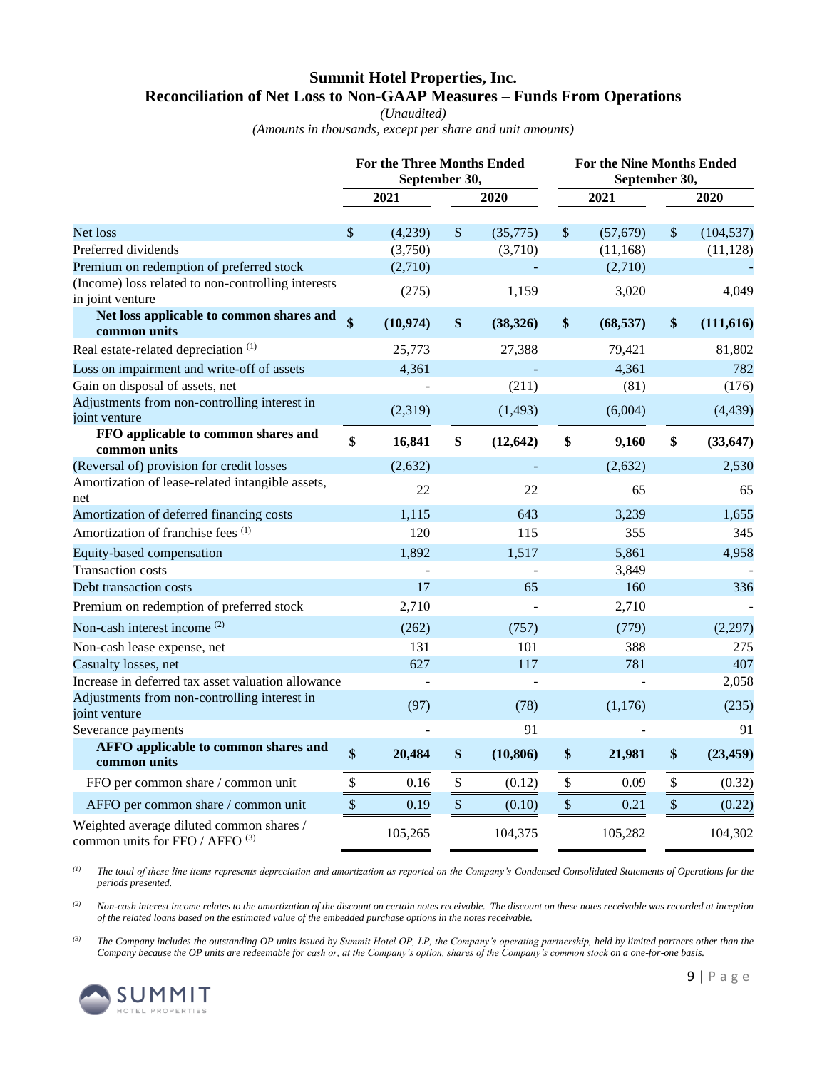# Summit Hotel Properties, Inc.
## Reconciliation of Net Loss to Non-GAAP Measures – Funds From Operations

*(Unaudited)*

*(Amounts in thousands, except per share and unit amounts)*

| | For the Three Months Ended September 30, | | For the Nine Months Ended September 30, | |
|---|---|---|---|---|
| | 2021 | 2020 | 2021 | 2020 |
| Net loss | $ (4,239) | $ (35,775) | $ (57,679) | $ (104,537) |
| Preferred dividends | (3,750) | (3,710) | (11,168) | (11,128) |
| Premium on redemption of preferred stock | (2,710) | - | (2,710) | - |
| (Income) loss related to non-controlling interests in joint venture | (275) | 1,159 | 3,020 | 4,049 |
| **Net loss applicable to common shares and common units** | **$ (10,974)** | **$ (38,326)** | **$ (68,537)** | **$ (111,616)** |
| Real estate-related depreciation [(1)] | 25,773 | 27,388 | 79,421 | 81,802 |
| Loss on impairment and write-off of assets | 4,361 | - | 4,361 | 782 |
| Gain on disposal of assets, net | - | (211) | (81) | (176) |
| Adjustments from non-controlling interest in joint venture | (2,319) | (1,493) | (6,004) | (4,439) |
| **FFO applicable to common shares and common units** | **$ 16,841** | **$ (12,642)** | **$ 9,160** | **$ (33,647)** |
| (Reversal of) provision for credit losses | (2,632) | - | (2,632) | 2,530 |
| Amortization of lease-related intangible assets, net | 22 | 22 | 65 | 65 |
| Amortization of deferred financing costs | 1,115 | 643 | 3,239 | 1,655 |
| Amortization of franchise fees [(1)] | 120 | 115 | 355 | 345 |
| Equity-based compensation | 1,892 | 1,517 | 5,861 | 4,958 |
| Transaction costs | - | - | 3,849 | - |
| Debt transaction costs | 17 | 65 | 160 | 336 |
| Premium on redemption of preferred stock | 2,710 | - | 2,710 | - |
| Non-cash interest income [(2)] | (262) | (757) | (779) | (2,297) |
| Non-cash lease expense, net | 131 | 101 | 388 | 275 |
| Casualty losses, net | 627 | 117 | 781 | 407 |
| Increase in deferred tax asset valuation allowance | - | - | - | 2,058 |
| Adjustments from non-controlling interest in joint venture | (97) | (78) | (1,176) | (235) |
| Severance payments | - | 91 | - | 91 |
| **AFFO applicable to common shares and common units** | **$ 20,484** | **$ (10,806)** | **$ 21,981** | **$ (23,459)** |
| FFO per common share / common unit | $ 0.16 | $ (0.12) | $ 0.09 | $ (0.32) |
| AFFO per common share / common unit | $ 0.19 | $ (0.10) | $ 0.21 | $ (0.22) |
| Weighted average diluted common shares / common units for FFO / AFFO [(3)] | 105,265 | 104,375 | 105,282 | 104,302 |

[(1)] *The total of these line items represents depreciation and amortization as reported on the Company's Condensed Consolidated Statements of Operations for the periods presented.*

[(2)] *Non-cash interest income relates to the amortization of the discount on certain notes receivable. The discount on these notes receivable was recorded at inception of the related loans based on the estimated value of the embedded purchase options in the notes receivable.*

[(3)] *The Company includes the outstanding OP units issued by Summit Hotel OP, LP, the Company's operating partnership, held by limited partners other than the Company because the OP units are redeemable for cash or, at the Company's option, shares of the Company's common stock on a one-for-one basis.*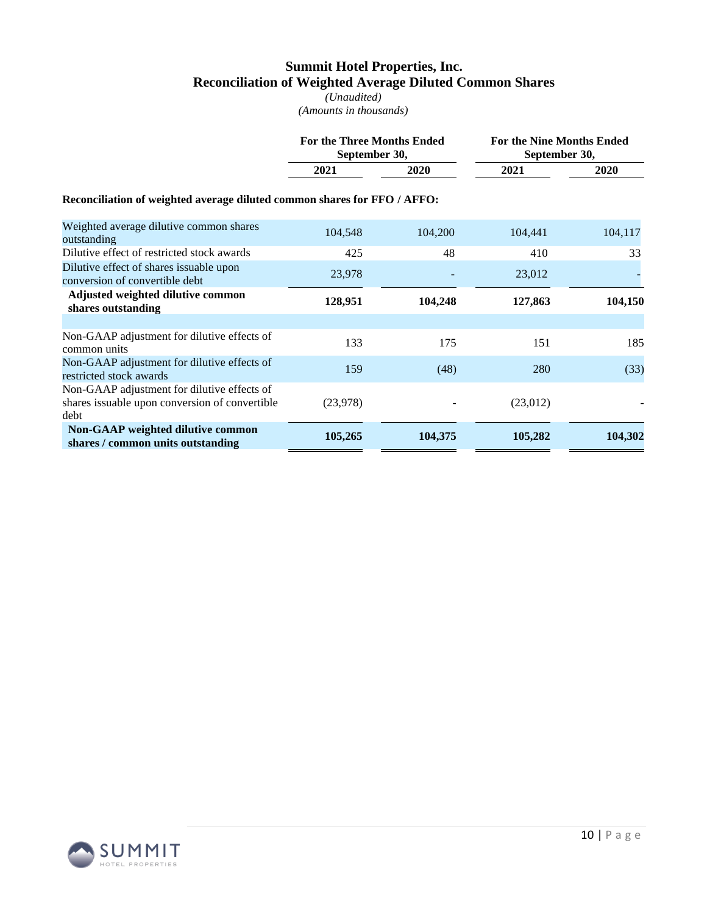# Summit Hotel Properties, Inc.
## Reconciliation of Weighted Average Diluted Common Shares

*(Unaudited)*
*(Amounts in thousands)*

| | For the Three Months Ended September 30, | | For the Nine Months Ended September 30, | |
|---|---|---|---|---|
| | 2021 | 2020 | 2021 | 2020 |
| **Reconciliation of weighted average diluted common shares for FFO / AFFO:** | | | | |
| Weighted average dilutive common shares outstanding | 104,548 | 104,200 | 104,441 | 104,117 |
| Dilutive effect of restricted stock awards | 425 | 48 | 410 | 33 |
| Dilutive effect of shares issuable upon conversion of convertible debt | 23,978 | - | 23,012 | - |
| **Adjusted weighted dilutive common shares outstanding** | **128,951** | **104,248** | **127,863** | **104,150** |
| | | | | |
| Non-GAAP adjustment for dilutive effects of common units | 133 | 175 | 151 | 185 |
| Non-GAAP adjustment for dilutive effects of restricted stock awards | 159 | (48) | 280 | (33) |
| Non-GAAP adjustment for dilutive effects of shares issuable upon conversion of convertible debt | (23,978) | - | (23,012) | - |
| **Non-GAAP weighted dilutive common shares / common units outstanding** | **105,265** | **104,375** | **105,282** | **104,302** |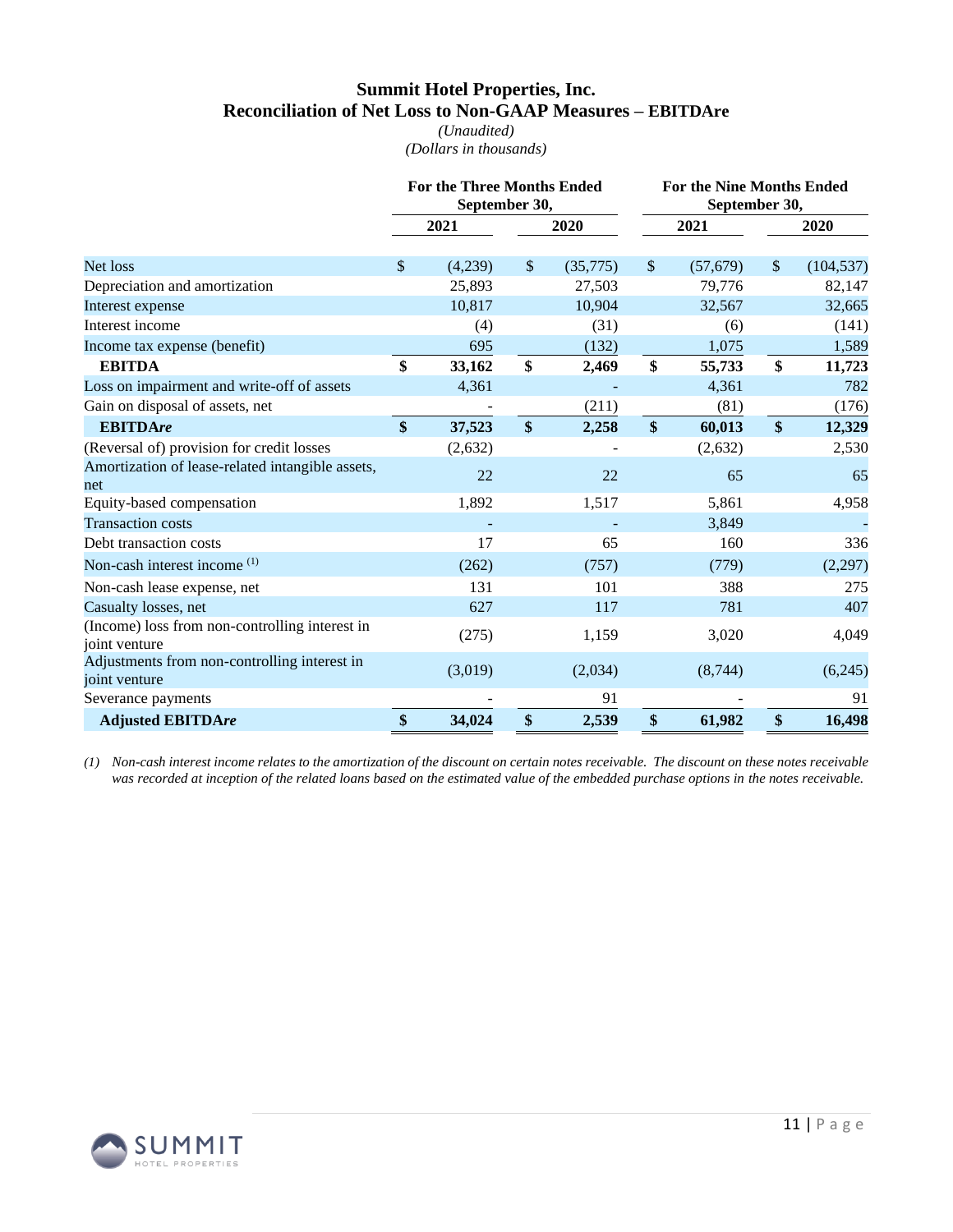# Summit Hotel Properties, Inc.
## Reconciliation of Net Loss to Non-GAAP Measures – EBITDAre

*(Unaudited)*
*(Dollars in thousands)*

| | For the Three Months Ended September 30, | | For the Nine Months Ended September 30, | |
|---|---|---|---|---|
| | 2021 | 2020 | 2021 | 2020 |
| Net loss | $ (4,239) | $ (35,775) | $ (57,679) | $ (104,537) |
| Depreciation and amortization | 25,893 | 27,503 | 79,776 | 82,147 |
| Interest expense | 10,817 | 10,904 | 32,567 | 32,665 |
| Interest income | (4) | (31) | (6) | (141) |
| Income tax expense (benefit) | 695 | (132) | 1,075 | 1,589 |
| **EBITDA** | **$ 33,162** | **$ 2,469** | **$ 55,733** | **$ 11,723** |
| Loss on impairment and write-off of assets | 4,361 | - | 4,361 | 782 |
| Gain on disposal of assets, net | - | (211) | (81) | (176) |
| ***EBITDAre*** | **$ 37,523** | **$ 2,258** | **$ 60,013** | **$ 12,329** |
| (Reversal of) provision for credit losses | (2,632) | - | (2,632) | 2,530 |
| Amortization of lease-related intangible assets, net | 22 | 22 | 65 | 65 |
| Equity-based compensation | 1,892 | 1,517 | 5,861 | 4,958 |
| Transaction costs | - | - | 3,849 | - |
| Debt transaction costs | 17 | 65 | 160 | 336 |
| Non-cash interest income [1] | (262) | (757) | (779) | (2,297) |
| Non-cash lease expense, net | 131 | 101 | 388 | 275 |
| Casualty losses, net | 627 | 117 | 781 | 407 |
| (Income) loss from non-controlling interest in joint venture | (275) | 1,159 | 3,020 | 4,049 |
| Adjustments from non-controlling interest in joint venture | (3,019) | (2,034) | (8,744) | (6,245) |
| Severance payments | - | 91 | - | 91 |
| **Adjusted EBITDA*re*** | **$ 34,024** | **$ 2,539** | **$ 61,982** | **$ 16,498** |

*(1) Non-cash interest income relates to the amortization of the discount on certain notes receivable. The discount on these notes receivable was recorded at inception of the related loans based on the estimated value of the embedded purchase options in the notes receivable.*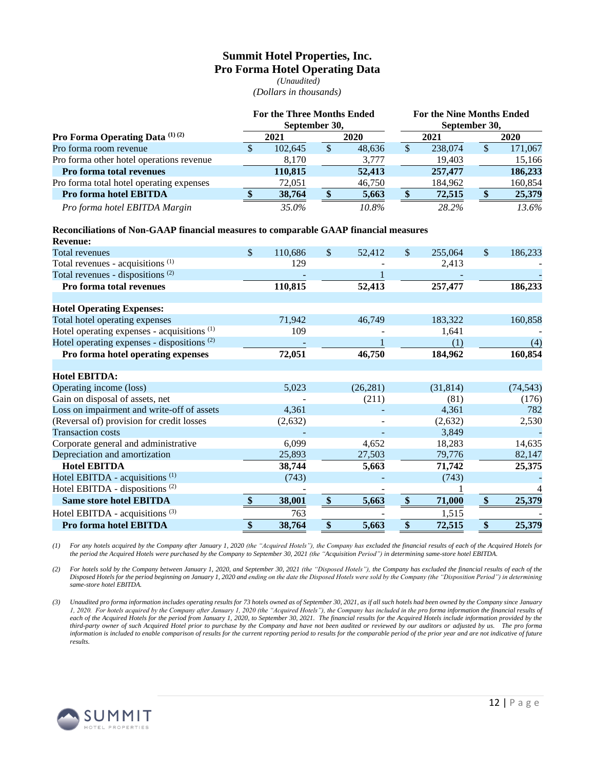# Summit Hotel Properties, Inc.
## Pro Forma Hotel Operating Data

*(Unaudited)*
*(Dollars in thousands)*

| | For the Three Months Ended September 30, | | For the Nine Months Ended September 30, | |
|---|---|---|---|---|
| **Pro Forma Operating Data (1) (2)** | **2021** | **2020** | **2021** | **2020** |
| Pro forma room revenue | $ 102,645 | $ 48,636 | $ 238,074 | $ 171,067 |
| Pro forma other hotel operations revenue | 8,170 | 3,777 | 19,403 | 15,166 |
| **Pro forma total revenues** | **110,815** | **52,413** | **257,477** | **186,233** |
| Pro forma total hotel operating expenses | 72,051 | 46,750 | 184,962 | 160,854 |
| **Pro forma hotel EBITDA** | **$ 38,764** | **$ 5,663** | **$ 72,515** | **$ 25,379** |
| *Pro forma hotel EBITDA Margin* | *35.0%* | *10.8%* | *28.2%* | *13.6%* |

**Reconciliations of Non-GAAP financial measures to comparable GAAP financial measures**

| | 2021 (Three Months) | 2020 (Three Months) | 2021 (Nine Months) | 2020 (Nine Months) |
|---|---|---|---|---|
| **Revenue:** | | | | |
| Total revenues | $ 110,686 | $ 52,412 | $ 255,064 | $ 186,233 |
| Total revenues - acquisitions (1) | 129 | - | 2,413 | - |
| Total revenues - dispositions (2) | - | 1 | - | - |
| **Pro forma total revenues** | **110,815** | **52,413** | **257,477** | **186,233** |
| | | | | |
| **Hotel Operating Expenses:** | | | | |
| Total hotel operating expenses | 71,942 | 46,749 | 183,322 | 160,858 |
| Hotel operating expenses - acquisitions (1) | 109 | - | 1,641 | - |
| Hotel operating expenses - dispositions (2) | - | 1 | (1) | (4) |
| **Pro forma hotel operating expenses** | **72,051** | **46,750** | **184,962** | **160,854** |
| | | | | |
| **Hotel EBITDA:** | | | | |
| Operating income (loss) | 5,023 | (26,281) | (31,814) | (74,543) |
| Gain on disposal of assets, net | - | (211) | (81) | (176) |
| Loss on impairment and write-off of assets | 4,361 | - | 4,361 | 782 |
| (Reversal of) provision for credit losses | (2,632) | - | (2,632) | 2,530 |
| Transaction costs | - | - | 3,849 | - |
| Corporate general and administrative | 6,099 | 4,652 | 18,283 | 14,635 |
| Depreciation and amortization | 25,893 | 27,503 | 79,776 | 82,147 |
| **Hotel EBITDA** | **38,744** | **5,663** | **71,742** | **25,375** |
| Hotel EBITDA - acquisitions (1) | (743) | - | (743) | - |
| Hotel EBITDA - dispositions (2) | - | - | 1 | 4 |
| **Same store hotel EBITDA** | **$ 38,001** | **$ 5,663** | **$ 71,000** | **$ 25,379** |
| Hotel EBITDA - acquisitions (3) | 763 | - | 1,515 | - |
| **Pro forma hotel EBITDA** | **$ 38,764** | **$ 5,663** | **$ 72,515** | **$ 25,379** |

*(1) For any hotels acquired by the Company after January 1, 2020 (the "Acquired Hotels"), the Company has excluded the financial results of each of the Acquired Hotels for the period the Acquired Hotels were purchased by the Company to September 30, 2021 (the "Acquisition Period") in determining same-store hotel EBITDA.*

*(2) For hotels sold by the Company between January 1, 2020, and September 30, 2021 (the "Disposed Hotels"), the Company has excluded the financial results of each of the Disposed Hotels for the period beginning on January 1, 2020 and ending on the date the Disposed Hotels were sold by the Company (the "Disposition Period") in determining same-store hotel EBITDA.*

*(3) Unaudited pro forma information includes operating results for 73 hotels owned as of September 30, 2021, as if all such hotels had been owned by the Company since January 1, 2020. For hotels acquired by the Company after January 1, 2020 (the "Acquired Hotels"), the Company has included in the pro forma information the financial results of each of the Acquired Hotels for the period from January 1, 2020, to September 30, 2021. The financial results for the Acquired Hotels include information provided by the third-party owner of such Acquired Hotel prior to purchase by the Company and have not been audited or reviewed by our auditors or adjusted by us. The pro forma information is included to enable comparison of results for the current reporting period to results for the comparable period of the prior year and are not indicative of future results.*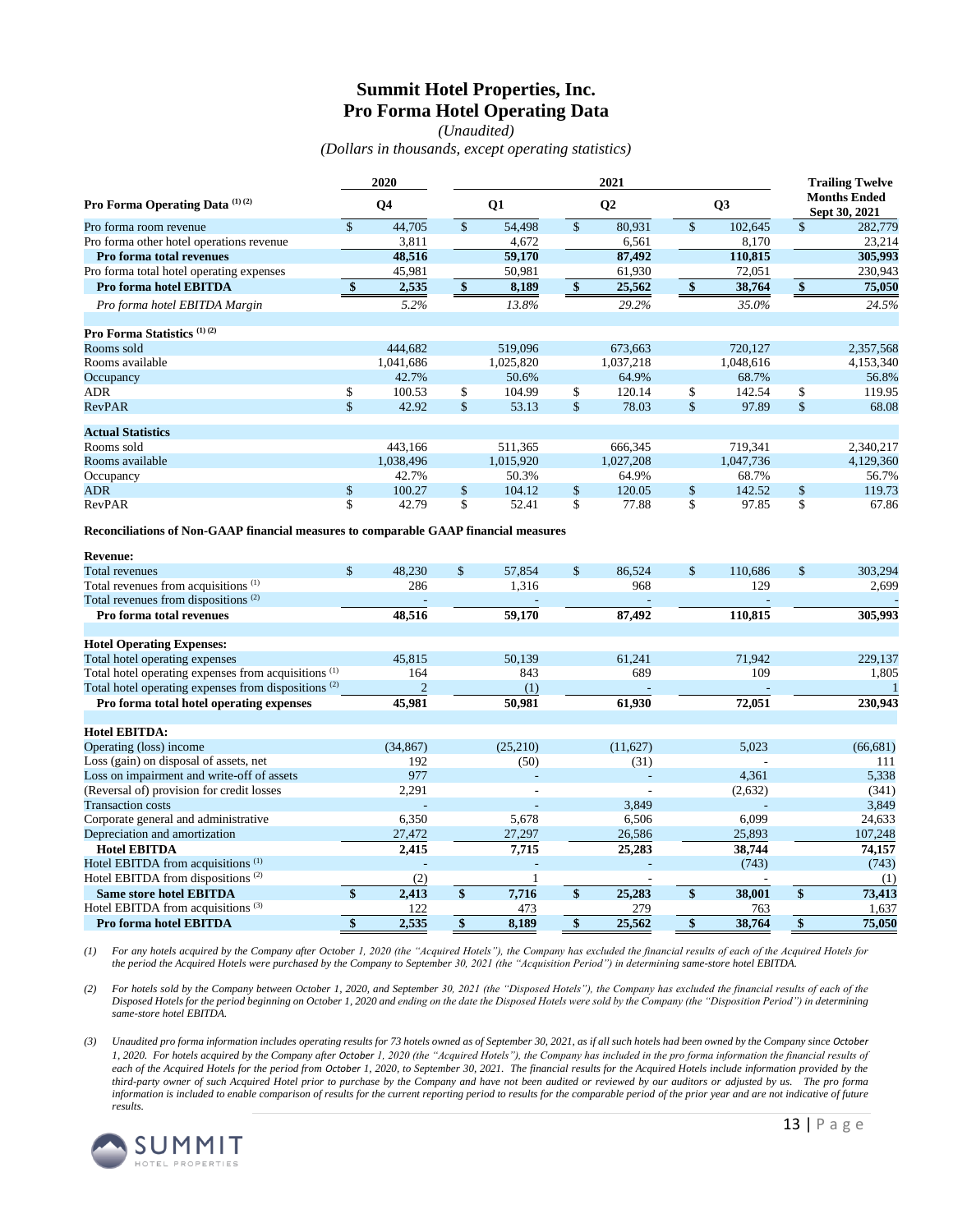# Summit Hotel Properties, Inc.
# Pro Forma Hotel Operating Data

*(Unaudited)*

*(Dollars in thousands, except operating statistics)*

| | 2020 | 2021 | | | Trailing Twelve Months Ended |
|---|---|---|---|---|---|
| **Pro Forma Operating Data [1] [2]** | **Q4** | **Q1** | **Q2** | **Q3** | **Sept 30, 2021** |
| Pro forma room revenue | $ 44,705 | $ 54,498 | $ 80,931 | $ 102,645 | $ 282,779 |
| Pro forma other hotel operations revenue | 3,811 | 4,672 | 6,561 | 8,170 | 23,214 |
| **Pro forma total revenues** | **48,516** | **59,170** | **87,492** | **110,815** | **305,993** |
| Pro forma total hotel operating expenses | 45,981 | 50,981 | 61,930 | 72,051 | 230,943 |
| **Pro forma hotel EBITDA** | **$ 2,535** | **$ 8,189** | **$ 25,562** | **$ 38,764** | **$ 75,050** |
| *Pro forma hotel EBITDA Margin* | *5.2%* | *13.8%* | *29.2%* | *35.0%* | *24.5%* |
| | | | | | |
| **Pro Forma Statistics [1] [2]** | | | | | |
| Rooms sold | 444,682 | 519,096 | 673,663 | 720,127 | 2,357,568 |
| Rooms available | 1,041,686 | 1,025,820 | 1,037,218 | 1,048,616 | 4,153,340 |
| Occupancy | 42.7% | 50.6% | 64.9% | 68.7% | 56.8% |
| ADR | $ 100.53 | $ 104.99 | $ 120.14 | $ 142.54 | $ 119.95 |
| RevPAR | $ 42.92 | $ 53.13 | $ 78.03 | $ 97.89 | $ 68.08 |
| | | | | | |
| **Actual Statistics** | | | | | |
| Rooms sold | 443,166 | 511,365 | 666,345 | 719,341 | 2,340,217 |
| Rooms available | 1,038,496 | 1,015,920 | 1,027,208 | 1,047,736 | 4,129,360 |
| Occupancy | 42.7% | 50.3% | 64.9% | 68.7% | 56.7% |
| ADR | $ 100.27 | $ 104.12 | $ 120.05 | $ 142.52 | $ 119.73 |
| RevPAR | $ 42.79 | $ 52.41 | $ 77.88 | $ 97.85 | $ 67.86 |

**Reconciliations of Non-GAAP financial measures to comparable GAAP financial measures**

| | 2020 Q4 | 2021 Q1 | 2021 Q2 | 2021 Q3 | Trailing Twelve Months Ended Sept 30, 2021 |
|---|---|---|---|---|---|
| **Revenue:** | | | | | |
| Total revenues | $ 48,230 | $ 57,854 | $ 86,524 | $ 110,686 | $ 303,294 |
| Total revenues from acquisitions [1] | 286 | 1,316 | 968 | 129 | 2,699 |
| Total revenues from dispositions [2] | - | - | - | - | - |
| **Pro forma total revenues** | **48,516** | **59,170** | **87,492** | **110,815** | **305,993** |
| | | | | | |
| **Hotel Operating Expenses:** | | | | | |
| Total hotel operating expenses | 45,815 | 50,139 | 61,241 | 71,942 | 229,137 |
| Total hotel operating expenses from acquisitions [1] | 164 | 843 | 689 | 109 | 1,805 |
| Total hotel operating expenses from dispositions [2] | 2 | (1) | - | - | 1 |
| **Pro forma total hotel operating expenses** | **45,981** | **50,981** | **61,930** | **72,051** | **230,943** |
| | | | | | |
| **Hotel EBITDA:** | | | | | |
| Operating (loss) income | (34,867) | (25,210) | (11,627) | 5,023 | (66,681) |
| Loss (gain) on disposal of assets, net | 192 | (50) | (31) | - | 111 |
| Loss on impairment and write-off of assets | 977 | - | - | 4,361 | 5,338 |
| (Reversal of) provision for credit losses | 2,291 | - | - | (2,632) | (341) |
| Transaction costs | - | - | 3,849 | - | 3,849 |
| Corporate general and administrative | 6,350 | 5,678 | 6,506 | 6,099 | 24,633 |
| Depreciation and amortization | 27,472 | 27,297 | 26,586 | 25,893 | 107,248 |
| **Hotel EBITDA** | **2,415** | **7,715** | **25,283** | **38,744** | **74,157** |
| Hotel EBITDA from acquisitions [1] | - | - | - | (743) | (743) |
| Hotel EBITDA from dispositions [2] | (2) | 1 | - | - | (1) |
| **Same store hotel EBITDA** | **$ 2,413** | **$ 7,716** | **$ 25,283** | **$ 38,001** | **$ 73,413** |
| Hotel EBITDA from acquisitions [3] | 122 | 473 | 279 | 763 | 1,637 |
| **Pro forma hotel EBITDA** | **$ 2,535** | **$ 8,189** | **$ 25,562** | **$ 38,764** | **$ 75,050** |

*(1) For any hotels acquired by the Company after October 1, 2020 (the "Acquired Hotels"), the Company has excluded the financial results of each of the Acquired Hotels for the period the Acquired Hotels were purchased by the Company to September 30, 2021 (the "Acquisition Period") in determining same-store hotel EBITDA.*

*(2) For hotels sold by the Company between October 1, 2020, and September 30, 2021 (the "Disposed Hotels"), the Company has excluded the financial results of each of the Disposed Hotels for the period beginning on October 1, 2020 and ending on the date the Disposed Hotels were sold by the Company (the "Disposition Period") in determining same-store hotel EBITDA.*

*(3) Unaudited pro forma information includes operating results for 73 hotels owned as of September 30, 2021, as if all such hotels had been owned by the Company since October 1, 2020. For hotels acquired by the Company after October 1, 2020 (the "Acquired Hotels"), the Company has included in the pro forma information the financial results of each of the Acquired Hotels for the period from October 1, 2020, to September 30, 2021. The financial results for the Acquired Hotels include information provided by the third-party owner of such Acquired Hotel prior to purchase by the Company and have not been audited or reviewed by our auditors or adjusted by us. The pro forma information is included to enable comparison of results for the current reporting period to results for the comparable period of the prior year and are not indicative of future results.*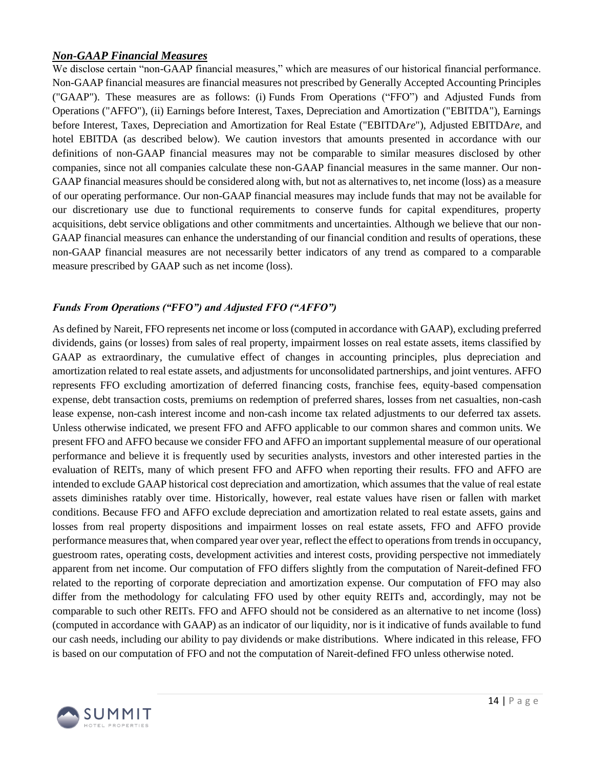## ***Non-GAAP Financial Measures***

We disclose certain "non-GAAP financial measures," which are measures of our historical financial performance. Non-GAAP financial measures are financial measures not prescribed by Generally Accepted Accounting Principles ("GAAP"). These measures are as follows: (i) Funds From Operations ("FFO") and Adjusted Funds from Operations ("AFFO"), (ii) Earnings before Interest, Taxes, Depreciation and Amortization ("EBITDA"), Earnings before Interest, Taxes, Depreciation and Amortization for Real Estate ("EBITDA*re*"), Adjusted EBITDA*re*, and hotel EBITDA (as described below). We caution investors that amounts presented in accordance with our definitions of non-GAAP financial measures may not be comparable to similar measures disclosed by other companies, since not all companies calculate these non-GAAP financial measures in the same manner. Our non-GAAP financial measures should be considered along with, but not as alternatives to, net income (loss) as a measure of our operating performance. Our non-GAAP financial measures may include funds that may not be available for our discretionary use due to functional requirements to conserve funds for capital expenditures, property acquisitions, debt service obligations and other commitments and uncertainties. Although we believe that our non-GAAP financial measures can enhance the understanding of our financial condition and results of operations, these non-GAAP financial measures are not necessarily better indicators of any trend as compared to a comparable measure prescribed by GAAP such as net income (loss).

### ***Funds From Operations ("FFO") and Adjusted FFO ("AFFO")***

As defined by Nareit, FFO represents net income or loss (computed in accordance with GAAP), excluding preferred dividends, gains (or losses) from sales of real property, impairment losses on real estate assets, items classified by GAAP as extraordinary, the cumulative effect of changes in accounting principles, plus depreciation and amortization related to real estate assets, and adjustments for unconsolidated partnerships, and joint ventures. AFFO represents FFO excluding amortization of deferred financing costs, franchise fees, equity-based compensation expense, debt transaction costs, premiums on redemption of preferred shares, losses from net casualties, non-cash lease expense, non-cash interest income and non-cash income tax related adjustments to our deferred tax assets. Unless otherwise indicated, we present FFO and AFFO applicable to our common shares and common units. We present FFO and AFFO because we consider FFO and AFFO an important supplemental measure of our operational performance and believe it is frequently used by securities analysts, investors and other interested parties in the evaluation of REITs, many of which present FFO and AFFO when reporting their results. FFO and AFFO are intended to exclude GAAP historical cost depreciation and amortization, which assumes that the value of real estate assets diminishes ratably over time. Historically, however, real estate values have risen or fallen with market conditions. Because FFO and AFFO exclude depreciation and amortization related to real estate assets, gains and losses from real property dispositions and impairment losses on real estate assets, FFO and AFFO provide performance measures that, when compared year over year, reflect the effect to operations from trends in occupancy, guestroom rates, operating costs, development activities and interest costs, providing perspective not immediately apparent from net income. Our computation of FFO differs slightly from the computation of Nareit-defined FFO related to the reporting of corporate depreciation and amortization expense. Our computation of FFO may also differ from the methodology for calculating FFO used by other equity REITs and, accordingly, may not be comparable to such other REITs. FFO and AFFO should not be considered as an alternative to net income (loss) (computed in accordance with GAAP) as an indicator of our liquidity, nor is it indicative of funds available to fund our cash needs, including our ability to pay dividends or make distributions. Where indicated in this release, FFO is based on our computation of FFO and not the computation of Nareit-defined FFO unless otherwise noted.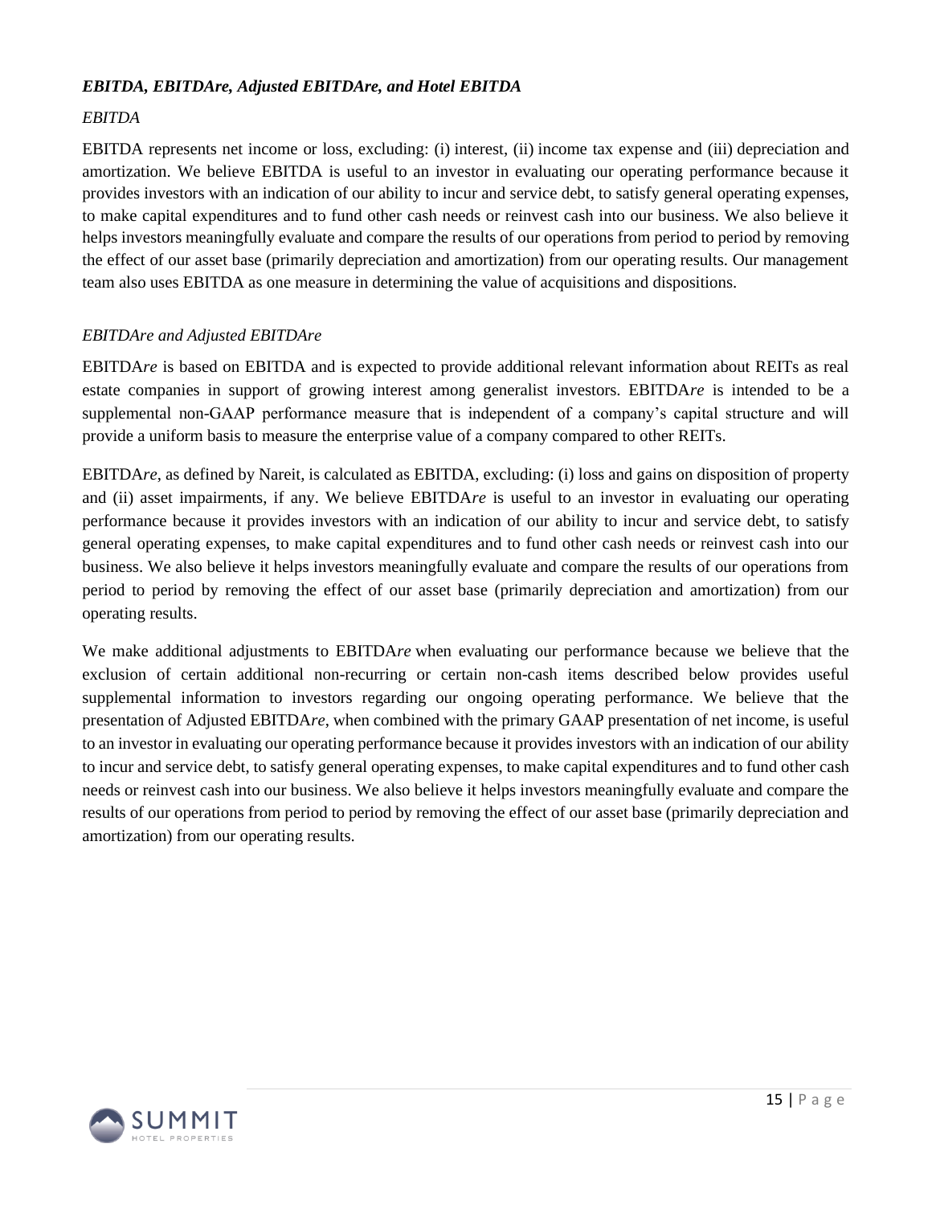### *EBITDA, EBITDAre, Adjusted EBITDAre, and Hotel EBITDA*

*EBITDA*

EBITDA represents net income or loss, excluding: (i) interest, (ii) income tax expense and (iii) depreciation and amortization. We believe EBITDA is useful to an investor in evaluating our operating performance because it provides investors with an indication of our ability to incur and service debt, to satisfy general operating expenses, to make capital expenditures and to fund other cash needs or reinvest cash into our business. We also believe it helps investors meaningfully evaluate and compare the results of our operations from period to period by removing the effect of our asset base (primarily depreciation and amortization) from our operating results. Our management team also uses EBITDA as one measure in determining the value of acquisitions and dispositions.

*EBITDAre and Adjusted EBITDAre*

EBITDA*re* is based on EBITDA and is expected to provide additional relevant information about REITs as real estate companies in support of growing interest among generalist investors. EBITDA*re* is intended to be a supplemental non-GAAP performance measure that is independent of a company's capital structure and will provide a uniform basis to measure the enterprise value of a company compared to other REITs.

EBITDA*re*, as defined by Nareit, is calculated as EBITDA, excluding: (i) loss and gains on disposition of property and (ii) asset impairments, if any. We believe EBITDA*re* is useful to an investor in evaluating our operating performance because it provides investors with an indication of our ability to incur and service debt, to satisfy general operating expenses, to make capital expenditures and to fund other cash needs or reinvest cash into our business. We also believe it helps investors meaningfully evaluate and compare the results of our operations from period to period by removing the effect of our asset base (primarily depreciation and amortization) from our operating results.

We make additional adjustments to EBITDA*re* when evaluating our performance because we believe that the exclusion of certain additional non-recurring or certain non-cash items described below provides useful supplemental information to investors regarding our ongoing operating performance. We believe that the presentation of Adjusted EBITDA*re*, when combined with the primary GAAP presentation of net income, is useful to an investor in evaluating our operating performance because it provides investors with an indication of our ability to incur and service debt, to satisfy general operating expenses, to make capital expenditures and to fund other cash needs or reinvest cash into our business. We also believe it helps investors meaningfully evaluate and compare the results of our operations from period to period by removing the effect of our asset base (primarily depreciation and amortization) from our operating results.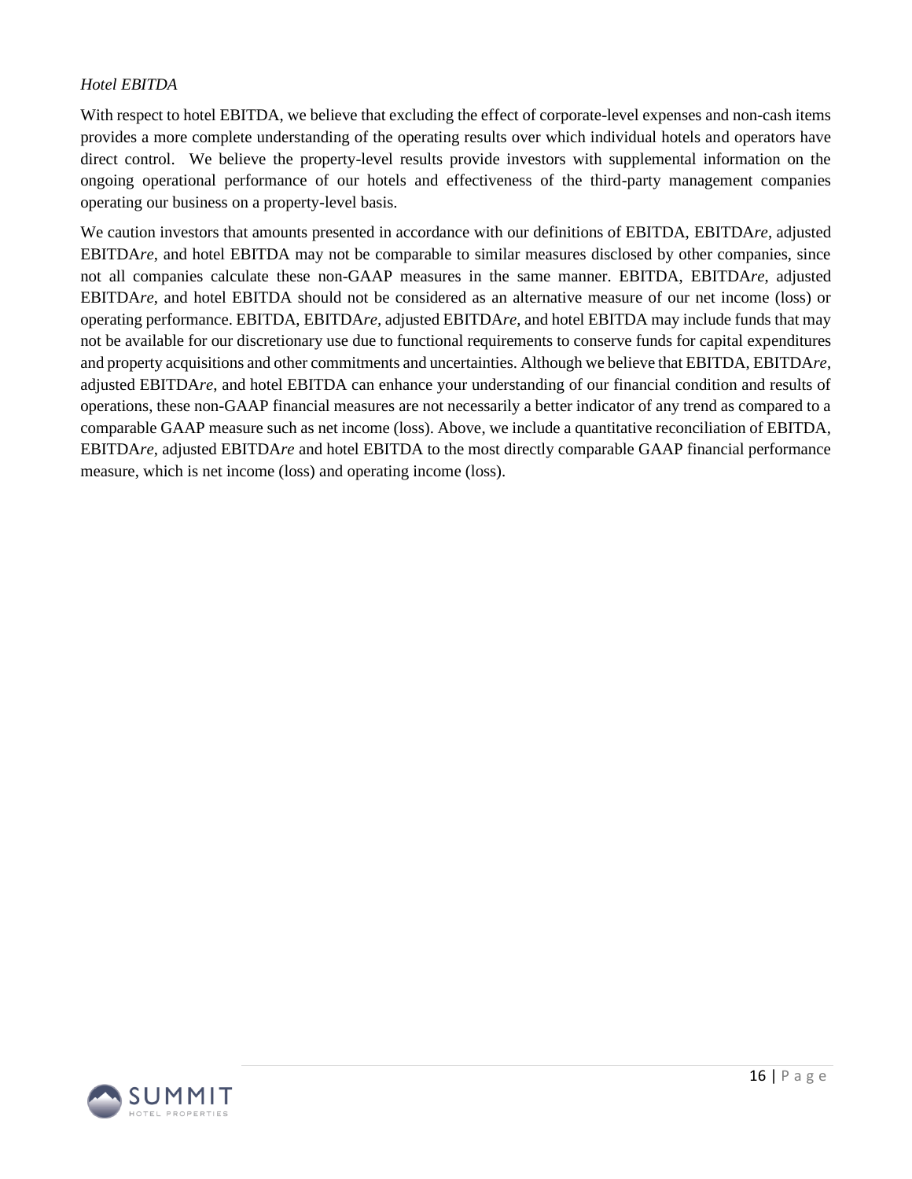*Hotel EBITDA*

With respect to hotel EBITDA, we believe that excluding the effect of corporate-level expenses and non-cash items provides a more complete understanding of the operating results over which individual hotels and operators have direct control. We believe the property-level results provide investors with supplemental information on the ongoing operational performance of our hotels and effectiveness of the third-party management companies operating our business on a property-level basis.

We caution investors that amounts presented in accordance with our definitions of EBITDA, EBITDA*re*, adjusted EBITDA*re*, and hotel EBITDA may not be comparable to similar measures disclosed by other companies, since not all companies calculate these non-GAAP measures in the same manner. EBITDA, EBITDA*re*, adjusted EBITDA*re*, and hotel EBITDA should not be considered as an alternative measure of our net income (loss) or operating performance. EBITDA, EBITDA*re*, adjusted EBITDA*re*, and hotel EBITDA may include funds that may not be available for our discretionary use due to functional requirements to conserve funds for capital expenditures and property acquisitions and other commitments and uncertainties. Although we believe that EBITDA, EBITDA*re*, adjusted EBITDA*re*, and hotel EBITDA can enhance your understanding of our financial condition and results of operations, these non-GAAP financial measures are not necessarily a better indicator of any trend as compared to a comparable GAAP measure such as net income (loss). Above, we include a quantitative reconciliation of EBITDA, EBITDA*re*, adjusted EBITDA*re* and hotel EBITDA to the most directly comparable GAAP financial performance measure, which is net income (loss) and operating income (loss).